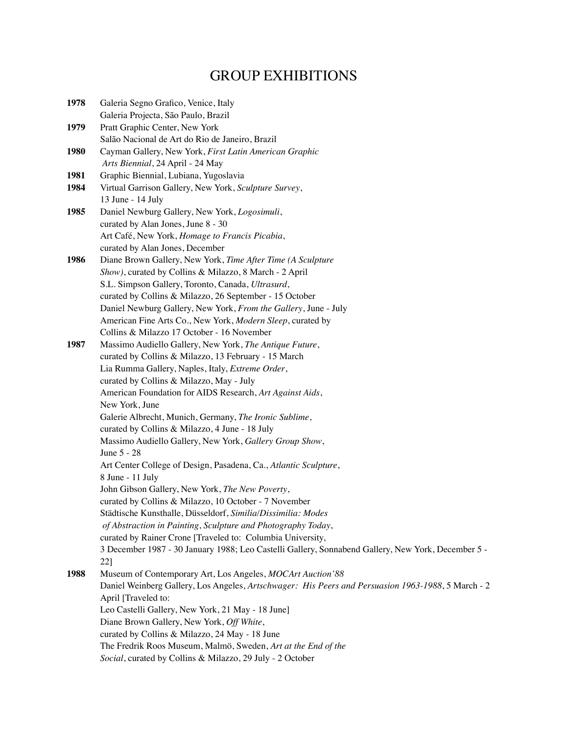# GROUP EXHIBITIONS

**1978** Galeria Segno Grafico, Venice, Italy
Galeria Projecta, São Paulo, Brazil

**1979** Pratt Graphic Center, New York
Salão Nacional de Art do Rio de Janeiro, Brazil

**1980** Cayman Gallery, New York, *First Latin American Graphic Arts Biennial*, 24 April - 24 May

**1981** Graphic Biennial, Lubiana, Yugoslavia

**1984** Virtual Garrison Gallery, New York, *Sculpture Survey*, 13 June - 14 July

**1985** Daniel Newburg Gallery, New York, *Logosimuli*, curated by Alan Jones, June 8 - 30
Art Café, New York, *Homage to Francis Picabia*, curated by Alan Jones, December

**1986** Diane Brown Gallery, New York, *Time After Time (A Sculpture Show)*, curated by Collins & Milazzo, 8 March - 2 April
S.L. Simpson Gallery, Toronto, Canada, *Ultrasurd*, curated by Collins & Milazzo, 26 September - 15 October
Daniel Newburg Gallery, New York, *From the Gallery*, June - July
American Fine Arts Co., New York, *Modern Sleep*, curated by Collins & Milazzo 17 October - 16 November

**1987** Massimo Audiello Gallery, New York, *The Antique Future*, curated by Collins & Milazzo, 13 February - 15 March
Lia Rumma Gallery, Naples, Italy, *Extreme Order*, curated by Collins & Milazzo, May - July
American Foundation for AIDS Research, *Art Against Aids*, New York, June
Galerie Albrecht, Munich, Germany, *The Ironic Sublime*, curated by Collins & Milazzo, 4 June - 18 July
Massimo Audiello Gallery, New York, *Gallery Group Show*, June 5 - 28
Art Center College of Design, Pasadena, Ca., *Atlantic Sculpture*, 8 June - 11 July
John Gibson Gallery, New York, *The New Poverty*, curated by Collins & Milazzo, 10 October - 7 November
Städtische Kunsthalle, Düsseldorf, *Similia/Dissimilia: Modes of Abstraction in Painting, Sculpture and Photography Today*, curated by Rainer Crone [Traveled to: Columbia University, 3 December 1987 - 30 January 1988; Leo Castelli Gallery, Sonnabend Gallery, New York, December 5 - 22]

**1988** Museum of Contemporary Art, Los Angeles, *MOCArt Auction'88*
Daniel Weinberg Gallery, Los Angeles, *Artschwager: His Peers and Persuasion 1963-1988*, 5 March - 2 April [Traveled to: Leo Castelli Gallery, New York, 21 May - 18 June]
Diane Brown Gallery, New York, *Off White*, curated by Collins & Milazzo, 24 May - 18 June
The Fredrik Roos Museum, Malmö, Sweden, *Art at the End of the Social*, curated by Collins & Milazzo, 29 July - 2 October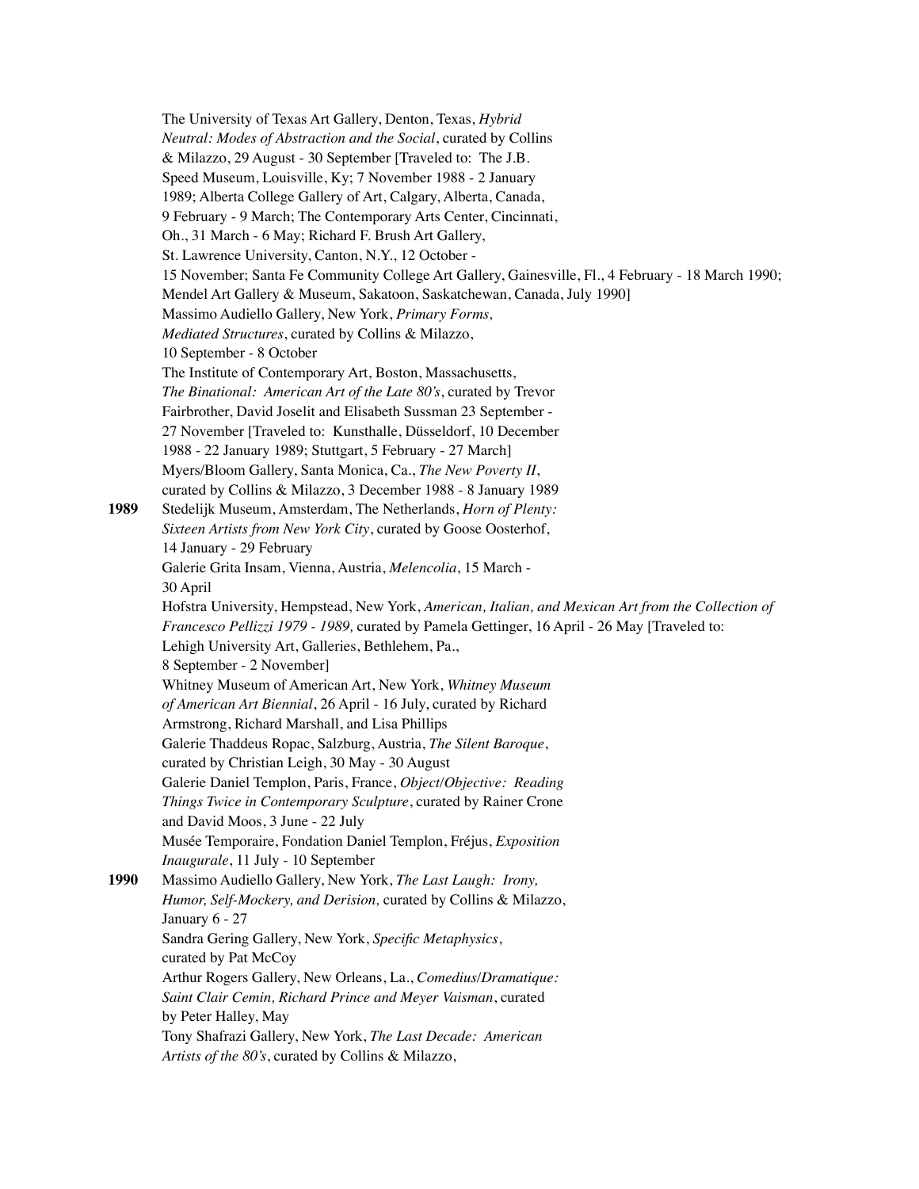The University of Texas Art Gallery, Denton, Texas, *Hybrid Neutral: Modes of Abstraction and the Social*, curated by Collins & Milazzo, 29 August - 30 September [Traveled to: The J.B. Speed Museum, Louisville, Ky; 7 November 1988 - 2 January 1989; Alberta College Gallery of Art, Calgary, Alberta, Canada, 9 February - 9 March; The Contemporary Arts Center, Cincinnati, Oh., 31 March - 6 May; Richard F. Brush Art Gallery, St. Lawrence University, Canton, N.Y., 12 October - 15 November; Santa Fe Community College Art Gallery, Gainesville, Fl., 4 February - 18 March 1990; Mendel Art Gallery & Museum, Sakatoon, Saskatchewan, Canada, July 1990]

Massimo Audiello Gallery, New York, *Primary Forms, Mediated Structures*, curated by Collins & Milazzo, 10 September - 8 October

The Institute of Contemporary Art, Boston, Massachusetts, *The Binational: American Art of the Late 80's*, curated by Trevor Fairbrother, David Joselit and Elisabeth Sussman 23 September - 27 November [Traveled to: Kunsthalle, Düsseldorf, 10 December 1988 - 22 January 1989; Stuttgart, 5 February - 27 March]

Myers/Bloom Gallery, Santa Monica, Ca., *The New Poverty II*, curated by Collins & Milazzo, 3 December 1988 - 8 January 1989

**1989** Stedelijk Museum, Amsterdam, The Netherlands, *Horn of Plenty: Sixteen Artists from New York City*, curated by Goose Oosterhof, 14 January - 29 February

Galerie Grita Insam, Vienna, Austria, *Melencolia*, 15 March - 30 April

Hofstra University, Hempstead, New York, *American, Italian, and Mexican Art from the Collection of Francesco Pellizzi 1979 - 1989,* curated by Pamela Gettinger, 16 April - 26 May [Traveled to: Lehigh University Art, Galleries, Bethlehem, Pa., 8 September - 2 November]

Whitney Museum of American Art, New York, *Whitney Museum of American Art Biennial*, 26 April - 16 July, curated by Richard Armstrong, Richard Marshall, and Lisa Phillips

Galerie Thaddeus Ropac, Salzburg, Austria, *The Silent Baroque*, curated by Christian Leigh, 30 May - 30 August

Galerie Daniel Templon, Paris, France, *Object/Objective: Reading Things Twice in Contemporary Sculpture*, curated by Rainer Crone and David Moos, 3 June - 22 July

Musée Temporaire, Fondation Daniel Templon, Fréjus, *Exposition Inaugurale*, 11 July - 10 September

**1990** Massimo Audiello Gallery, New York, *The Last Laugh: Irony, Humor, Self-Mockery, and Derision,* curated by Collins & Milazzo, January 6 - 27

Sandra Gering Gallery, New York, *Specific Metaphysics*, curated by Pat McCoy

Arthur Rogers Gallery, New Orleans, La., *Comedius/Dramatique: Saint Clair Cemin, Richard Prince and Meyer Vaisman*, curated by Peter Halley, May

Tony Shafrazi Gallery, New York, *The Last Decade: American Artists of the 80's*, curated by Collins & Milazzo,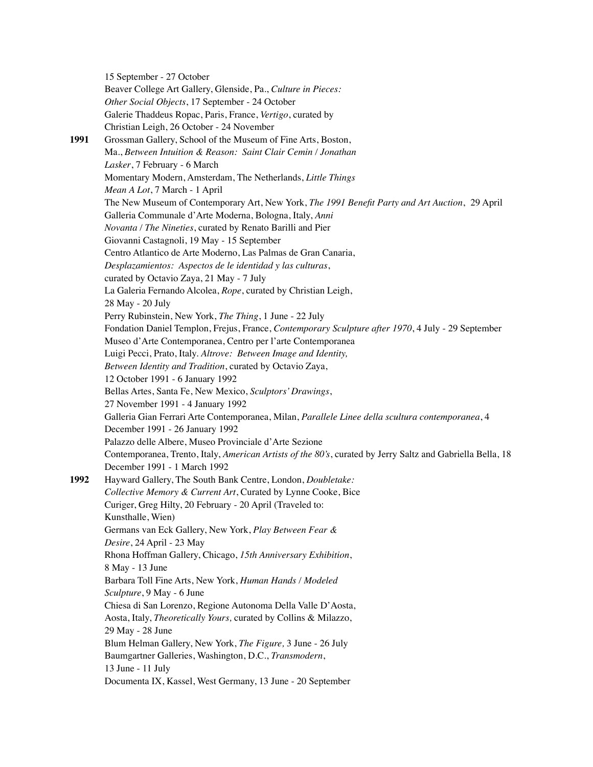15 September - 27 October
Beaver College Art Gallery, Glenside, Pa., *Culture in Pieces: Other Social Objects*, 17 September - 24 October
Galerie Thaddeus Ropac, Paris, France, *Vertigo*, curated by Christian Leigh, 26 October - 24 November

**1991** Grossman Gallery, School of the Museum of Fine Arts, Boston, Ma., *Between Intuition & Reason: Saint Clair Cemin / Jonathan Lasker*, 7 February - 6 March
Momentary Modern, Amsterdam, The Netherlands, *Little Things Mean A Lot*, 7 March - 1 April
The New Museum of Contemporary Art, New York, *The 1991 Benefit Party and Art Auction*, 29 April
Galleria Communale d'Arte Moderna, Bologna, Italy, *Anni Novanta / The Nineties*, curated by Renato Barilli and Pier Giovanni Castagnoli, 19 May - 15 September
Centro Atlantico de Arte Moderno, Las Palmas de Gran Canaria, *Desplazamientos: Aspectos de le identidad y las culturas*, curated by Octavio Zaya, 21 May - 7 July
La Galeria Fernando Alcolea, *Rope*, curated by Christian Leigh, 28 May - 20 July
Perry Rubinstein, New York, *The Thing*, 1 June - 22 July
Fondation Daniel Templon, Frejus, France, *Contemporary Sculpture after 1970*, 4 July - 29 September
Museo d'Arte Contemporanea, Centro per l'arte Contemporanea Luigi Pecci, Prato, Italy. *Altrove: Between Image and Identity, Between Identity and Tradition*, curated by Octavio Zaya, 12 October 1991 - 6 January 1992
Bellas Artes, Santa Fe, New Mexico, *Sculptors' Drawings*, 27 November 1991 - 4 January 1992
Galleria Gian Ferrari Arte Contemporanea, Milan, *Parallele Linee della scultura contemporanea*, 4 December 1991 - 26 January 1992
Palazzo delle Albere, Museo Provinciale d'Arte Sezione Contemporanea, Trento, Italy, *American Artists of the 80's*, curated by Jerry Saltz and Gabriella Bella, 18 December 1991 - 1 March 1992

**1992** Hayward Gallery, The South Bank Centre, London, *Doubletake: Collective Memory & Current Art*, Curated by Lynne Cooke, Bice Curiger, Greg Hilty, 20 February - 20 April (Traveled to: Kunsthalle, Wien)
Germans van Eck Gallery, New York, *Play Between Fear & Desire*, 24 April - 23 May
Rhona Hoffman Gallery, Chicago, *15th Anniversary Exhibition*, 8 May - 13 June
Barbara Toll Fine Arts, New York, *Human Hands / Modeled Sculpture*, 9 May - 6 June
Chiesa di San Lorenzo, Regione Autonoma Della Valle D'Aosta, Aosta, Italy, *Theoretically Yours,* curated by Collins & Milazzo, 29 May - 28 June
Blum Helman Gallery, New York, *The Figure,* 3 June - 26 July
Baumgartner Galleries, Washington, D.C., *Transmodern*, 13 June - 11 July
Documenta IX, Kassel, West Germany, 13 June - 20 September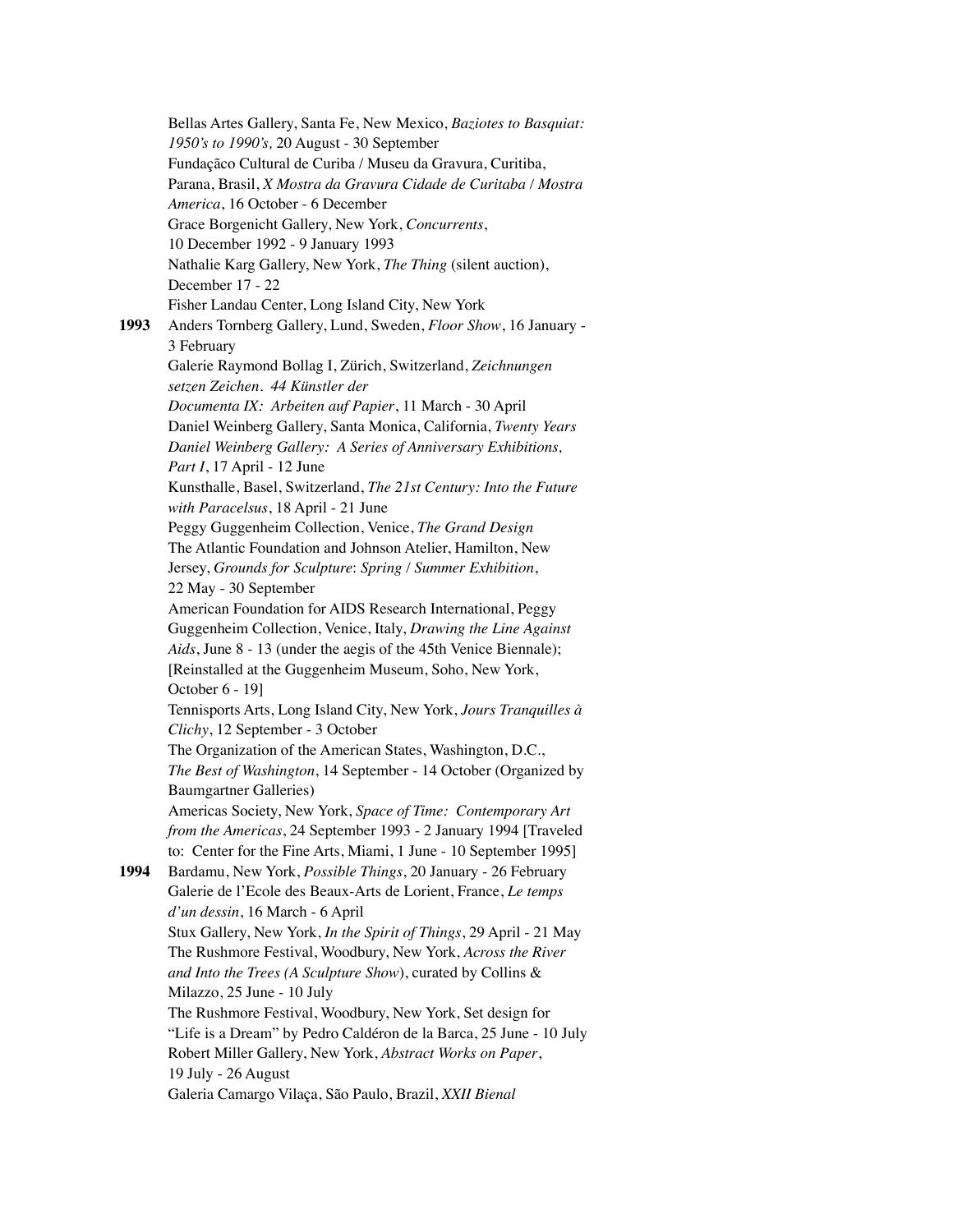Bellas Artes Gallery, Santa Fe, New Mexico, *Baziotes to Basquiat: 1950's to 1990's,* 20 August - 30 September

Fundaçãco Cultural de Curiba / Museu da Gravura, Curitiba, Parana, Brasil, *X Mostra da Gravura Cidade de Curitaba / Mostra America*, 16 October - 6 December

Grace Borgenicht Gallery, New York, *Concurrents*, 10 December 1992 - 9 January 1993

Nathalie Karg Gallery, New York, *The Thing* (silent auction), December 17 - 22

Fisher Landau Center, Long Island City, New York

**1993** Anders Tornberg Gallery, Lund, Sweden, *Floor Show*, 16 January - 3 February

Galerie Raymond Bollag I, Zürich, Switzerland, *Zeichnungen setzen Zeichen. 44 Künstler der Documenta IX: Arbeiten auf Papier*, 11 March - 30 April

Daniel Weinberg Gallery, Santa Monica, California, *Twenty Years Daniel Weinberg Gallery: A Series of Anniversary Exhibitions, Part I*, 17 April - 12 June

Kunsthalle, Basel, Switzerland, *The 21st Century: Into the Future with Paracelsus*, 18 April - 21 June

Peggy Guggenheim Collection, Venice, *The Grand Design*

The Atlantic Foundation and Johnson Atelier, Hamilton, New Jersey, *Grounds for Sculpture*: *Spring / Summer Exhibition*, 22 May - 30 September

American Foundation for AIDS Research International, Peggy Guggenheim Collection, Venice, Italy, *Drawing the Line Against Aids*, June 8 - 13 (under the aegis of the 45th Venice Biennale); [Reinstalled at the Guggenheim Museum, Soho, New York, October 6 - 19]

Tennisports Arts, Long Island City, New York, *Jours Tranquilles à Clichy*, 12 September - 3 October

The Organization of the American States, Washington, D.C., *The Best of Washington*, 14 September - 14 October (Organized by Baumgartner Galleries)

Americas Society, New York, *Space of Time: Contemporary Art from the Americas*, 24 September 1993 - 2 January 1994 [Traveled to: Center for the Fine Arts, Miami, 1 June - 10 September 1995]

**1994** Bardamu, New York, *Possible Things*, 20 January - 26 February

Galerie de l'Ecole des Beaux-Arts de Lorient, France, *Le temps d'un dessin*, 16 March - 6 April

Stux Gallery, New York, *In the Spirit of Things*, 29 April - 21 May

The Rushmore Festival, Woodbury, New York, *Across the River and Into the Trees (A Sculpture Show*), curated by Collins & Milazzo, 25 June - 10 July

The Rushmore Festival, Woodbury, New York, Set design for "Life is a Dream" by Pedro Caldéron de la Barca, 25 June - 10 July

Robert Miller Gallery, New York, *Abstract Works on Paper*, 19 July - 26 August

Galeria Camargo Vilaça, São Paulo, Brazil, *XXII Bienal*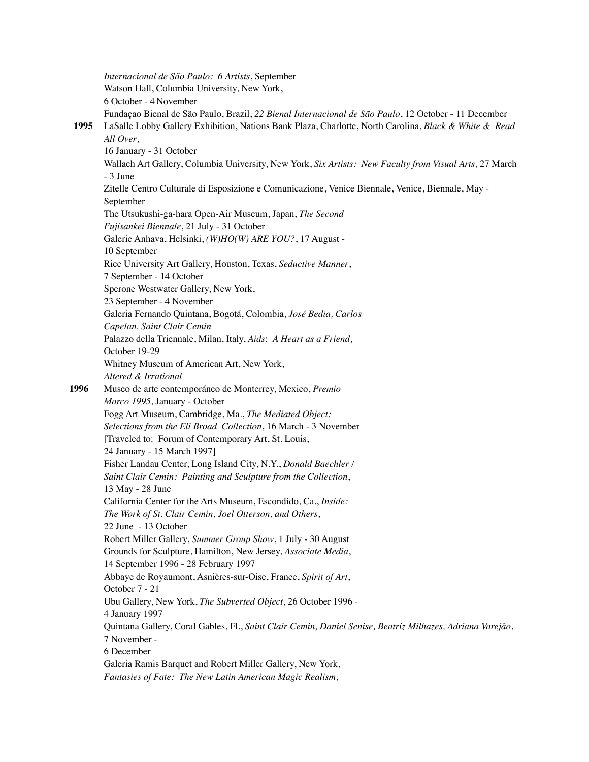*Internacional de São Paulo: 6 Artists*, September
Watson Hall, Columbia University, New York,
6 October - 4 November
Fundaçao Bienal de São Paulo, Brazil, *22 Bienal Internacional de São Paulo*, 12 October - 11 December

**1995** LaSalle Lobby Gallery Exhibition, Nations Bank Plaza, Charlotte, North Carolina, *Black & White & Read All Over*,
16 January - 31 October
Wallach Art Gallery, Columbia University, New York, *Six Artists: New Faculty from Visual Arts*, 27 March - 3 June
Zitelle Centro Culturale di Esposizione e Comunicazione, Venice Biennale, Venice, Biennale, May - September
The Utsukushi-ga-hara Open-Air Museum, Japan, *The Second Fujisankei Biennale*, 21 July - 31 October
Galerie Anhava, Helsinki, *(W)HO(W) ARE YOU?*, 17 August - 10 September
Rice University Art Gallery, Houston, Texas, *Seductive Manner*,
7 September - 14 October
Sperone Westwater Gallery, New York,
23 September - 4 November
Galeria Fernando Quintana, Bogotá, Colombia, *José Bedia, Carlos Capelan, Saint Clair Cemin*
Palazzo della Triennale, Milan, Italy, *Aids*: *A Heart as a Friend*,
October 19-29
Whitney Museum of American Art, New York,
*Altered & Irrational*

**1996** Museo de arte contemporáneo de Monterrey, Mexico, *Premio Marco 1995*, January - October
Fogg Art Museum, Cambridge, Ma., *The Mediated Object: Selections from the Eli Broad Collection*, 16 March - 3 November
[Traveled to: Forum of Contemporary Art, St. Louis,
24 January - 15 March 1997]
Fisher Landau Center, Long Island City, N.Y., *Donald Baechler / Saint Clair Cemin: Painting and Sculpture from the Collection*,
13 May - 28 June
California Center for the Arts Museum, Escondido, Ca., *Inside: The Work of St. Clair Cemin, Joel Otterson, and Others*,
22 June - 13 October
Robert Miller Gallery, *Summer Group Show*, 1 July - 30 August
Grounds for Sculpture, Hamilton, New Jersey, *Associate Media*,
14 September 1996 - 28 February 1997
Abbaye de Royaumont, Asnières-sur-Oise, France, *Spirit of Art*,
October 7 - 21
Ubu Gallery, New York, *The Subverted Object*, 26 October 1996 - 4 January 1997
Quintana Gallery, Coral Gables, Fl., *Saint Clair Cemin, Daniel Senise, Beatriz Milhazes, Adriana Varejão*,
7 November -
6 December
Galeria Ramis Barquet and Robert Miller Gallery, New York,
*Fantasies of Fate: The New Latin American Magic Realism*,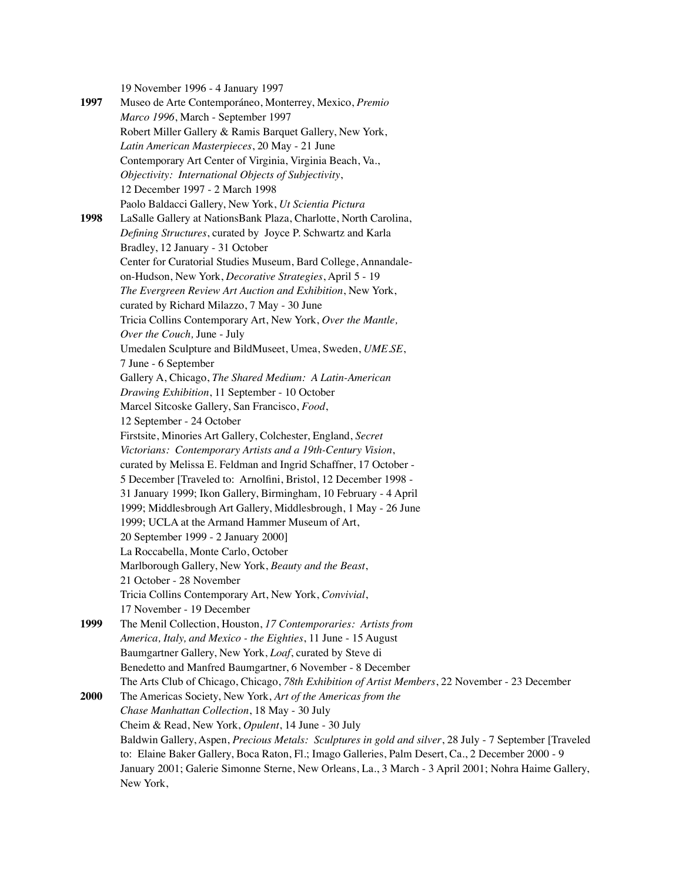19 November 1996 - 4 January 1997

**1997** Museo de Arte Contemporáneo, Monterrey, Mexico, *Premio Marco 1996*, March - September 1997
Robert Miller Gallery & Ramis Barquet Gallery, New York, *Latin American Masterpieces*, 20 May - 21 June
Contemporary Art Center of Virginia, Virginia Beach, Va., *Objectivity: International Objects of Subjectivity*, 12 December 1997 - 2 March 1998
Paolo Baldacci Gallery, New York, *Ut Scientia Pictura*

**1998** LaSalle Gallery at NationsBank Plaza, Charlotte, North Carolina, *Defining Structures*, curated by Joyce P. Schwartz and Karla Bradley, 12 January - 31 October
Center for Curatorial Studies Museum, Bard College, Annandale-on-Hudson, New York, *Decorative Strategies*, April 5 - 19
*The Evergreen Review Art Auction and Exhibition*, New York, curated by Richard Milazzo, 7 May - 30 June
Tricia Collins Contemporary Art, New York, *Over the Mantle, Over the Couch,* June - July
Umedalen Sculpture and BildMuseet, Umea, Sweden, *UME.SE*, 7 June - 6 September
Gallery A, Chicago, *The Shared Medium: A Latin-American Drawing Exhibition*, 11 September - 10 October
Marcel Sitcoske Gallery, San Francisco, *Food*, 12 September - 24 October
Firstsite, Minories Art Gallery, Colchester, England, *Secret Victorians: Contemporary Artists and a 19th-Century Vision*, curated by Melissa E. Feldman and Ingrid Schaffner, 17 October - 5 December [Traveled to: Arnolfini, Bristol, 12 December 1998 - 31 January 1999; Ikon Gallery, Birmingham, 10 February - 4 April 1999; Middlesbrough Art Gallery, Middlesbrough, 1 May - 26 June 1999; UCLA at the Armand Hammer Museum of Art, 20 September 1999 - 2 January 2000]
La Roccabella, Monte Carlo, October
Marlborough Gallery, New York, *Beauty and the Beast*, 21 October - 28 November
Tricia Collins Contemporary Art, New York, *Convivial*, 17 November - 19 December

**1999** The Menil Collection, Houston, *17 Contemporaries: Artists from America, Italy, and Mexico - the Eighties*, 11 June - 15 August
Baumgartner Gallery, New York, *Loaf*, curated by Steve di Benedetto and Manfred Baumgartner, 6 November - 8 December
The Arts Club of Chicago, Chicago, *78th Exhibition of Artist Members*, 22 November - 23 December

**2000** The Americas Society, New York, *Art of the Americas from the Chase Manhattan Collection*, 18 May - 30 July
Cheim & Read, New York, *Opulent*, 14 June - 30 July
Baldwin Gallery, Aspen, *Precious Metals: Sculptures in gold and silver*, 28 July - 7 September [Traveled to: Elaine Baker Gallery, Boca Raton, Fl.; Imago Galleries, Palm Desert, Ca., 2 December 2000 - 9 January 2001; Galerie Simonne Sterne, New Orleans, La., 3 March - 3 April 2001; Nohra Haime Gallery, New York,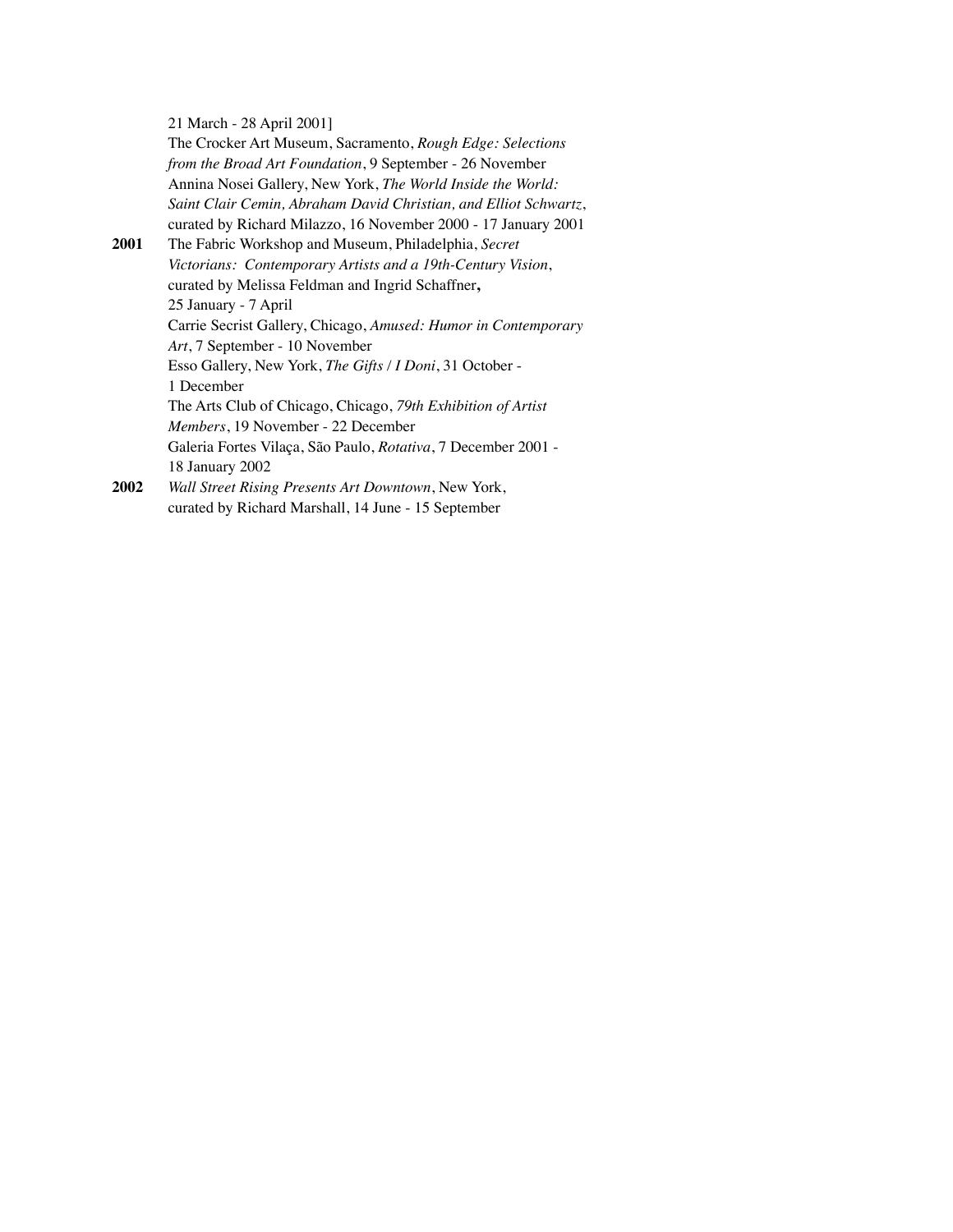21 March - 28 April 2001]

The Crocker Art Museum, Sacramento, *Rough Edge: Selections from the Broad Art Foundation*, 9 September - 26 November

Annina Nosei Gallery, New York, *The World Inside the World: Saint Clair Cemin, Abraham David Christian, and Elliot Schwartz*, curated by Richard Milazzo, 16 November 2000 - 17 January 2001

**2001** The Fabric Workshop and Museum, Philadelphia, *Secret Victorians: Contemporary Artists and a 19th-Century Vision*, curated by Melissa Feldman and Ingrid Schaffner**,** 25 January - 7 April

Carrie Secrist Gallery, Chicago, *Amused: Humor in Contemporary Art*, 7 September - 10 November

Esso Gallery, New York, *The Gifts* / *I Doni*, 31 October - 1 December

The Arts Club of Chicago, Chicago, *79th Exhibition of Artist Members*, 19 November - 22 December

Galeria Fortes Vilaça, São Paulo, *Rotativa*, 7 December 2001 - 18 January 2002

**2002** *Wall Street Rising Presents Art Downtown*, New York, curated by Richard Marshall, 14 June - 15 September